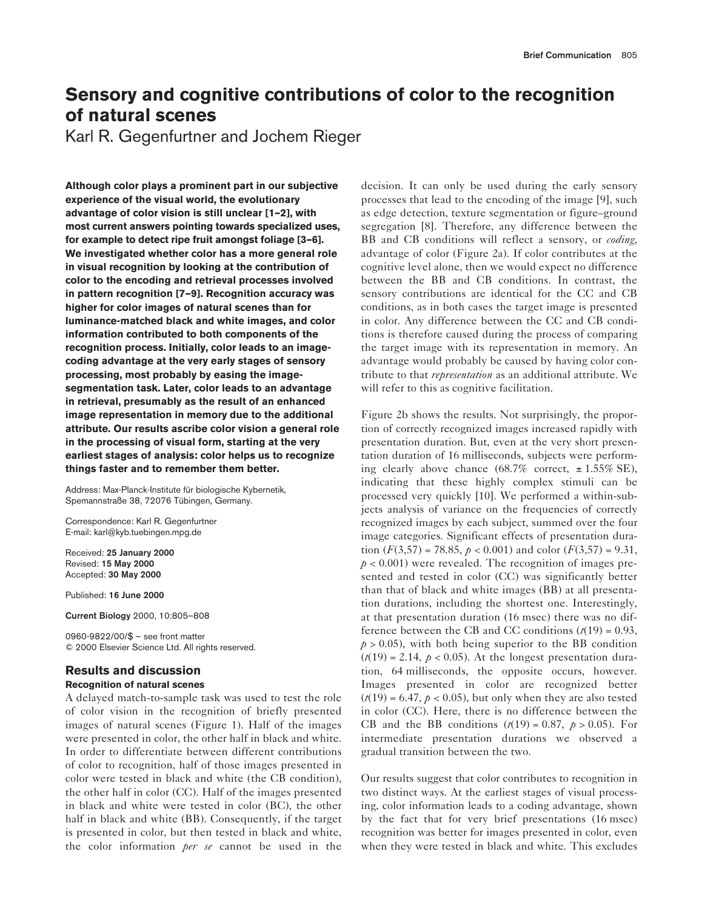# Sensory and cognitive contributions of color to the recognition of natural scenes

Karl R. Gegenfurtner and Jochem Rieger

**Although color plays a prominent part in our subjective experience of the visual world, the evolutionary advantage of color vision is still unclear [1–2], with most current answers pointing towards specialized uses, for example to detect ripe fruit amongst foliage [3–6]. We investigated whether color has a more general role in visual recognition by looking at the contribution of color to the encoding and retrieval processes involved in pattern recognition [7–9]. Recognition accuracy was higher for color images of natural scenes than for luminance-matched black and white images, and color information contributed to both components of the recognition process. Initially, color leads to an image-coding advantage at the very early stages of sensory processing, most probably by easing the image-segmentation task. Later, color leads to an advantage in retrieval, presumably as the result of an enhanced image representation in memory due to the additional attribute. Our results ascribe color vision a general role in the processing of visual form, starting at the very earliest stages of analysis: color helps us to recognize things faster and to remember them better.**

Address: Max-Planck-Institute für biologische Kybernetik, Spemannstraße 38, 72076 Tübingen, Germany.

Correspondence: Karl R. Gegenfurtner
E-mail: karl@kyb.tuebingen.mpg.de

Received: **25 January 2000**
Revised: **15 May 2000**
Accepted: **30 May 2000**

Published: **16 June 2000**

**Current Biology** 2000, 10:805–808

0960-9822/00/$ – see front matter
© 2000 Elsevier Science Ltd. All rights reserved.

## Results and discussion

### Recognition of natural scenes

A delayed match-to-sample task was used to test the role of color vision in the recognition of briefly presented images of natural scenes (Figure 1). Half of the images were presented in color, the other half in black and white. In order to differentiate between different contributions of color to recognition, half of those images presented in color were tested in black and white (the CB condition), the other half in color (CC). Half of the images presented in black and white were tested in color (BC), the other half in black and white (BB). Consequently, if the target is presented in color, but then tested in black and white, the color information *per se* cannot be used in the decision. It can only be used during the early sensory processes that lead to the encoding of the image [9], such as edge detection, texture segmentation or figure–ground segregation [8]. Therefore, any difference between the BB and CB conditions will reflect a sensory, or *coding*, advantage of color (Figure 2a). If color contributes at the cognitive level alone, then we would expect no difference between the BB and CB conditions. In contrast, the sensory contributions are identical for the CC and CB conditions, as in both cases the target image is presented in color. Any difference between the CC and CB conditions is therefore caused during the process of comparing the target image with its representation in memory. An advantage would probably be caused by having color contribute to that *representation* as an additional attribute. We will refer to this as cognitive facilitation.

Figure 2b shows the results. Not surprisingly, the proportion of correctly recognized images increased rapidly with presentation duration. But, even at the very short presentation duration of 16 milliseconds, subjects were performing clearly above chance (68.7% correct, ± 1.55% SE), indicating that these highly complex stimuli can be processed very quickly [10]. We performed a within-subjects analysis of variance on the frequencies of correctly recognized images by each subject, summed over the four image categories. Significant effects of presentation duration ($F(3,57) = 78.85$, $p < 0.001$) and color ($F(3,57) = 9.31$, $p < 0.001$) were revealed. The recognition of images presented and tested in color (CC) was significantly better than that of black and white images (BB) at all presentation durations, including the shortest one. Interestingly, at that presentation duration (16 msec) there was no difference between the CB and CC conditions ($t(19) = 0.93$, $p > 0.05$), with both being superior to the BB condition ($t(19) = 2.14$, $p < 0.05$). At the longest presentation duration, 64 milliseconds, the opposite occurs, however. Images presented in color are recognized better ($t(19) = 6.47$, $p < 0.05$), but only when they are also tested in color (CC). Here, there is no difference between the CB and the BB conditions ($t(19) = 0.87$, $p > 0.05$). For intermediate presentation durations we observed a gradual transition between the two.

Our results suggest that color contributes to recognition in two distinct ways. At the earliest stages of visual processing, color information leads to a coding advantage, shown by the fact that for very brief presentations (16 msec) recognition was better for images presented in color, even when they were tested in black and white. This excludes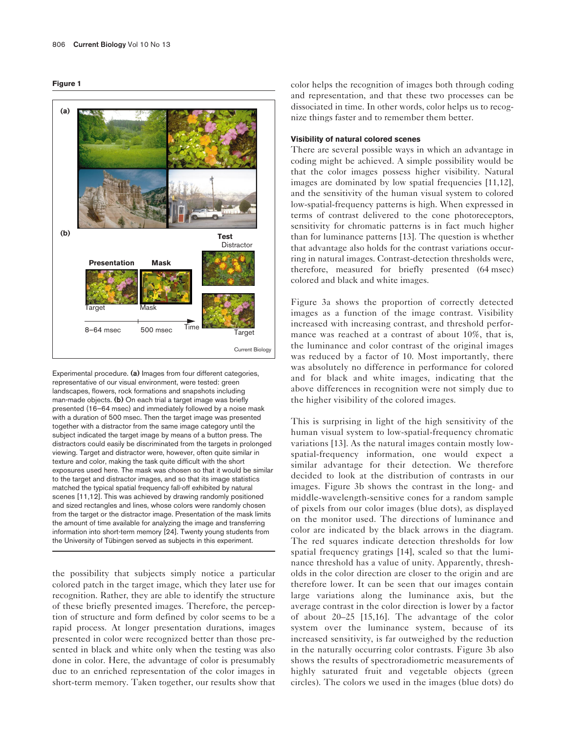**Figure 1**

(a)

(b)

Presentation

Target

8–64 msec

Mask

Mask

500 msec

Time

Test

Distractor

Target

Current Biology

Experimental procedure. **(a)** Images from four different categories, representative of our visual environment, were tested: green landscapes, flowers, rock formations and snapshots including man-made objects. **(b)** On each trial a target image was briefly presented (16–64 msec) and immediately followed by a noise mask with a duration of 500 msec. Then the target image was presented together with a distractor from the same image category until the subject indicated the target image by means of a button press. The distractors could easily be discriminated from the targets in prolonged viewing. Target and distractor were, however, often quite similar in texture and color, making the task quite difficult with the short exposures used here. The mask was chosen so that it would be similar to the target and distractor images, and so that its image statistics matched the typical spatial frequency fall-off exhibited by natural scenes [11,12]. This was achieved by drawing randomly positioned and sized rectangles and lines, whose colors were randomly chosen from the target or the distractor image. Presentation of the mask limits the amount of time available for analyzing the image and transferring information into short-term memory [24]. Twenty young students from the University of Tübingen served as subjects in this experiment.

the possibility that subjects simply notice a particular colored patch in the target image, which they later use for recognition. Rather, they are able to identify the structure of these briefly presented images. Therefore, the perception of structure and form defined by color seems to be a rapid process. At longer presentation durations, images presented in color were recognized better than those presented in black and white only when the testing was also done in color. Here, the advantage of color is presumably due to an enriched representation of the color images in short-term memory. Taken together, our results show that color helps the recognition of images both through coding and representation, and that these two processes can be dissociated in time. In other words, color helps us to recognize things faster and to remember them better.

### Visibility of natural colored scenes

There are several possible ways in which an advantage in coding might be achieved. A simple possibility would be that the color images possess higher visibility. Natural images are dominated by low spatial frequencies [11,12], and the sensitivity of the human visual system to colored low-spatial-frequency patterns is high. When expressed in terms of contrast delivered to the cone photoreceptors, sensitivity for chromatic patterns is in fact much higher than for luminance patterns [13]. The question is whether that advantage also holds for the contrast variations occurring in natural images. Contrast-detection thresholds were, therefore, measured for briefly presented (64 msec) colored and black and white images.

Figure 3a shows the proportion of correctly detected images as a function of the image contrast. Visibility increased with increasing contrast, and threshold performance was reached at a contrast of about 10%, that is, the luminance and color contrast of the original images was reduced by a factor of 10. Most importantly, there was absolutely no difference in performance for colored and for black and white images, indicating that the above differences in recognition were not simply due to the higher visibility of the colored images.

This is surprising in light of the high sensitivity of the human visual system to low-spatial-frequency chromatic variations [13]. As the natural images contain mostly low-spatial-frequency information, one would expect a similar advantage for their detection. We therefore decided to look at the distribution of contrasts in our images. Figure 3b shows the contrast in the long- and middle-wavelength-sensitive cones for a random sample of pixels from our color images (blue dots), as displayed on the monitor used. The directions of luminance and color are indicated by the black arrows in the diagram. The red squares indicate detection thresholds for low spatial frequency gratings [14], scaled so that the luminance threshold has a value of unity. Apparently, thresholds in the color direction are closer to the origin and are therefore lower. It can be seen that our images contain large variations along the luminance axis, but the average contrast in the color direction is lower by a factor of about 20–25 [15,16]. The advantage of the color system over the luminance system, because of its increased sensitivity, is far outweighed by the reduction in the naturally occurring color contrasts. Figure 3b also shows the results of spectroradiometric measurements of highly saturated fruit and vegetable objects (green circles). The colors we used in the images (blue dots) do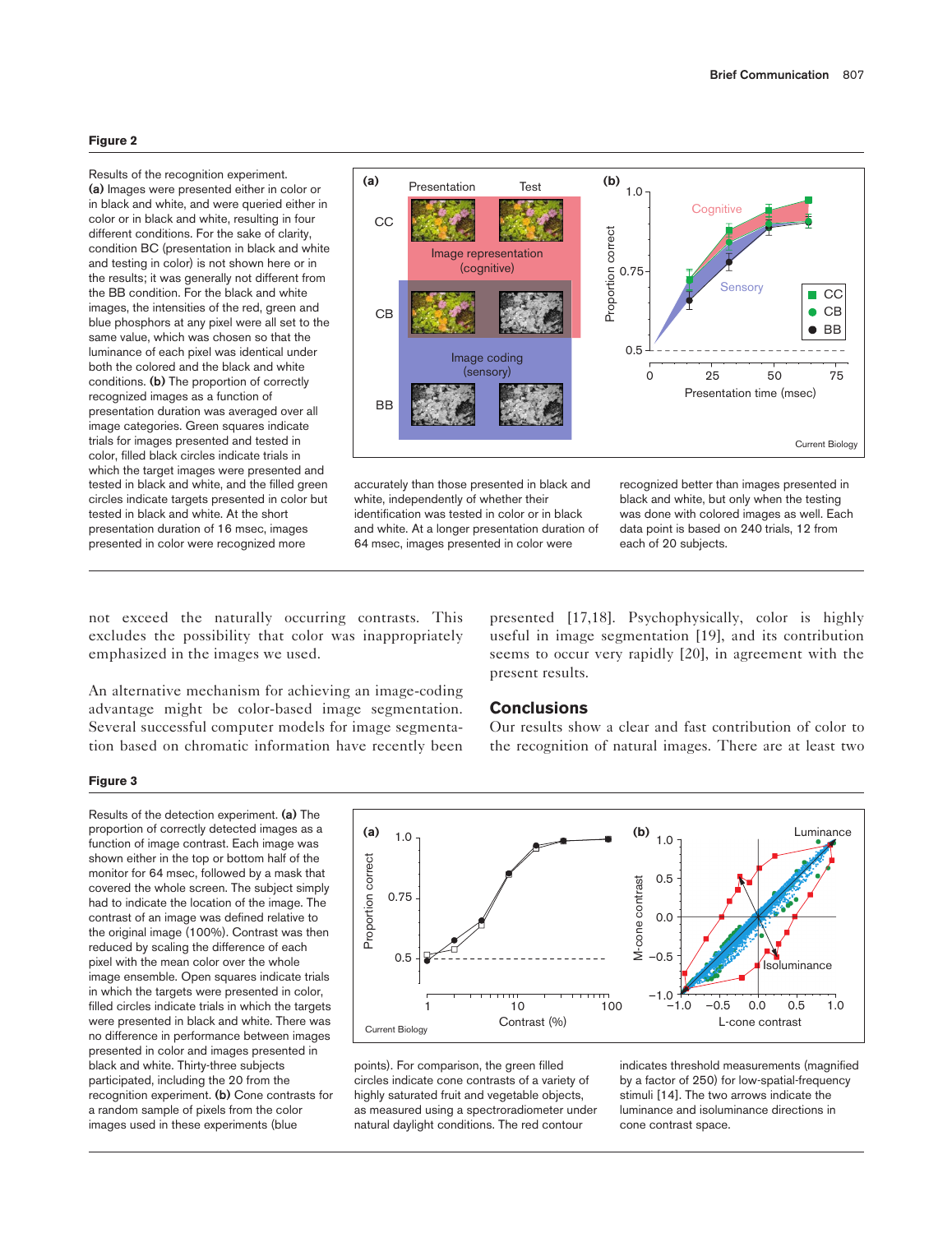**Figure 2**

Results of the recognition experiment. **(a)** Images were presented either in color or in black and white, and were queried either in color or in black and white, resulting in four different conditions. For the sake of clarity, condition BC (presentation in black and white and testing in color) is not shown here or in the results; it was generally not different from the BB condition. For the black and white images, the intensities of the red, green and blue phosphors at any pixel were all set to the same value, which was chosen so that the luminance of each pixel was identical under both the colored and the black and white conditions. **(b)** The proportion of correctly recognized images as a function of presentation duration was averaged over all image categories. Green squares indicate trials for images presented and tested in color, filled black circles indicate trials in which the target images were presented and tested in black and white, and the filled green circles indicate targets presented in color but tested in black and white. At the short presentation duration of 16 msec, images presented in color were recognized more accurately than those presented in black and white, independently of whether their identification was tested in color or in black and white. At a longer presentation duration of 64 msec, images presented in color were recognized better than images presented in black and white, but only when the testing was done with colored images as well. Each data point is based on 240 trials, 12 from each of 20 subjects.

not exceed the naturally occurring contrasts. This excludes the possibility that color was inappropriately emphasized in the images we used.

An alternative mechanism for achieving an image-coding advantage might be color-based image segmentation. Several successful computer models for image segmentation based on chromatic information have recently been presented [17,18]. Psychophysically, color is highly useful in image segmentation [19], and its contribution seems to occur very rapidly [20], in agreement with the present results.

## Conclusions

Our results show a clear and fast contribution of color to the recognition of natural images. There are at least two

**Figure 3**

Results of the detection experiment. **(a)** The proportion of correctly detected images as a function of image contrast. Each image was shown either in the top or bottom half of the monitor for 64 msec, followed by a mask that covered the whole screen. The subject simply had to indicate the location of the image. The contrast of an image was defined relative to the original image (100%). Contrast was then reduced by scaling the difference of each pixel with the mean color over the whole image ensemble. Open squares indicate trials in which the targets were presented in color, filled circles indicate trials in which the targets were presented in black and white. There was no difference in performance between images presented in color and images presented in black and white. Thirty-three subjects participated, including the 20 from the recognition experiment. **(b)** Cone contrasts for a random sample of pixels from the color images used in these experiments (blue points). For comparison, the green filled circles indicate cone contrasts of a variety of highly saturated fruit and vegetable objects, as measured using a spectroradiometer under natural daylight conditions. The red contour indicates threshold measurements (magnified by a factor of 250) for low-spatial-frequency stimuli [14]. The two arrows indicate the luminance and isoluminance directions in cone contrast space.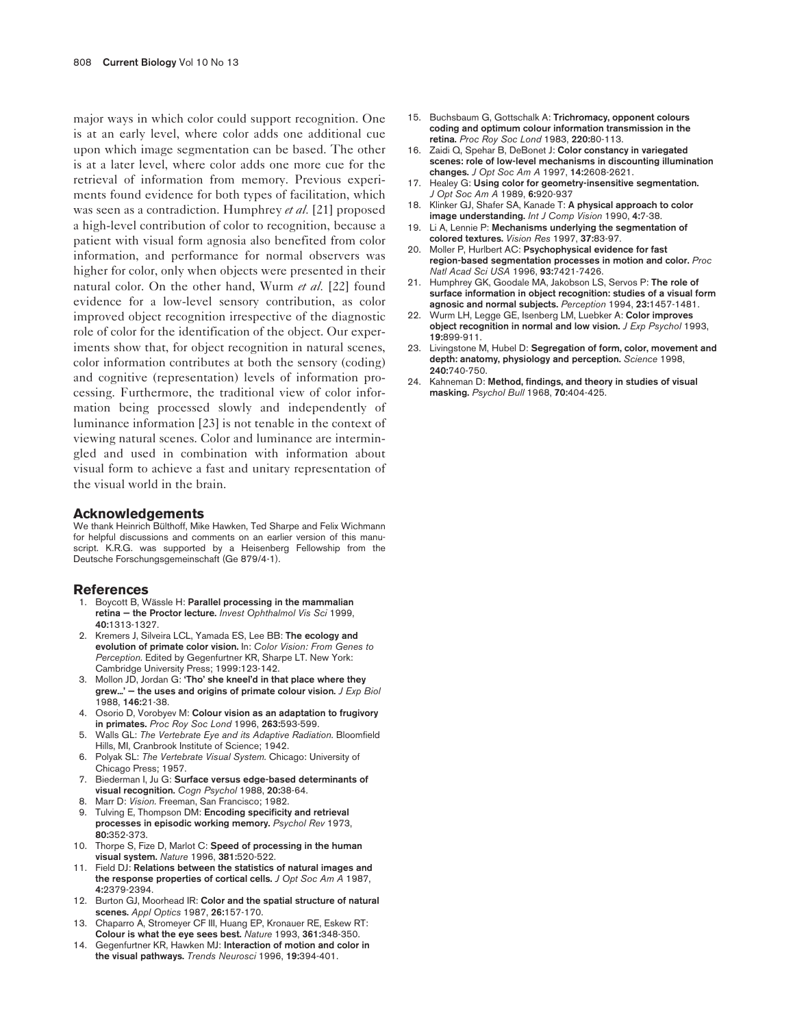major ways in which color could support recognition. One is at an early level, where color adds one additional cue upon which image segmentation can be based. The other is at a later level, where color adds one more cue for the retrieval of information from memory. Previous experiments found evidence for both types of facilitation, which was seen as a contradiction. Humphrey *et al.* [21] proposed a high-level contribution of color to recognition, because a patient with visual form agnosia also benefited from color information, and performance for normal observers was higher for color, only when objects were presented in their natural color. On the other hand, Wurm *et al.* [22] found evidence for a low-level sensory contribution, as color improved object recognition irrespective of the diagnostic role of color for the identification of the object. Our experiments show that, for object recognition in natural scenes, color information contributes at both the sensory (coding) and cognitive (representation) levels of information processing. Furthermore, the traditional view of color information being processed slowly and independently of luminance information [23] is not tenable in the context of viewing natural scenes. Color and luminance are intermingled and used in combination with information about visual form to achieve a fast and unitary representation of the visual world in the brain.

## Acknowledgements

We thank Heinrich Bülthoff, Mike Hawken, Ted Sharpe and Felix Wichmann for helpful discussions and comments on an earlier version of this manuscript. K.R.G. was supported by a Heisenberg Fellowship from the Deutsche Forschungsgemeinschaft (Ge 879/4-1).

## References

1. Boycott B, Wässle H: **Parallel processing in the mammalian retina — the Proctor lecture.** *Invest Ophthalmol Vis Sci* 1999, **40:**1313-1327.
2. Kremers J, Silveira LCL, Yamada ES, Lee BB: **The ecology and evolution of primate color vision.** In: *Color Vision: From Genes to Perception.* Edited by Gegenfurtner KR, Sharpe LT. New York: Cambridge University Press; 1999:123-142.
3. Mollon JD, Jordan G: **'Tho' she kneel'd in that place where they grew...' — the uses and origins of primate colour vision.** *J Exp Biol* 1988, **146:**21-38.
4. Osorio D, Vorobyev M: **Colour vision as an adaptation to frugivory in primates.** *Proc Roy Soc Lond* 1996, **263:**593-599.
5. Walls GL: *The Vertebrate Eye and its Adaptive Radiation.* Bloomfield Hills, MI, Cranbrook Institute of Science; 1942.
6. Polyak SL: *The Vertebrate Visual System.* Chicago: University of Chicago Press; 1957.
7. Biederman I, Ju G: **Surface versus edge-based determinants of visual recognition.** *Cogn Psychol* 1988, **20:**38-64.
8. Marr D: *Vision.* Freeman, San Francisco; 1982.
9. Tulving E, Thompson DM: **Encoding specificity and retrieval processes in episodic working memory.** *Psychol Rev* 1973, **80:**352-373.
10. Thorpe S, Fize D, Marlot C: **Speed of processing in the human visual system.** *Nature* 1996, **381:**520-522.
11. Field DJ: **Relations between the statistics of natural images and the response properties of cortical cells.** *J Opt Soc Am A* 1987, **4:**2379-2394.
12. Burton GJ, Moorhead IR: **Color and the spatial structure of natural scenes.** *Appl Optics* 1987, **26:**157-170.
13. Chaparro A, Stromeyer CF III, Huang EP, Kronauer RE, Eskew RT: **Colour is what the eye sees best.** *Nature* 1993, **361:**348-350.
14. Gegenfurtner KR, Hawken MJ: **Interaction of motion and color in the visual pathways.** *Trends Neurosci* 1996, **19:**394-401.
15. Buchsbaum G, Gottschalk A: **Trichromacy, opponent colours coding and optimum colour information transmission in the retina.** *Proc Roy Soc Lond* 1983, **220:**80-113.
16. Zaidi Q, Spehar B, DeBonet J: **Color constancy in variegated scenes: role of low-level mechanisms in discounting illumination changes.** *J Opt Soc Am A* 1997, **14:**2608-2621.
17. Healey G: **Using color for geometry-insensitive segmentation.** *J Opt Soc Am A* 1989, **6:**920-937
18. Klinker GJ, Shafer SA, Kanade T: **A physical approach to color image understanding.** *Int J Comp Vision* 1990, **4:**7-38.
19. Li A, Lennie P: **Mechanisms underlying the segmentation of colored textures.** *Vision Res* 1997, **37:**83-97.
20. Moller P, Hurlbert AC: **Psychophysical evidence for fast region-based segmentation processes in motion and color.** *Proc Natl Acad Sci USA* 1996, **93:**7421-7426.
21. Humphrey GK, Goodale MA, Jakobson LS, Servos P: **The role of surface information in object recognition: studies of a visual form agnosic and normal subjects.** *Perception* 1994, **23:**1457-1481.
22. Wurm LH, Legge GE, Isenberg LM, Luebker A: **Color improves object recognition in normal and low vision.** *J Exp Psychol* 1993, **19:**899-911.
23. Livingstone M, Hubel D: **Segregation of form, color, movement and depth: anatomy, physiology and perception.** *Science* 1998, **240:**740-750.
24. Kahneman D: **Method, findings, and theory in studies of visual masking.** *Psychol Bull* 1968, **70:**404-425.